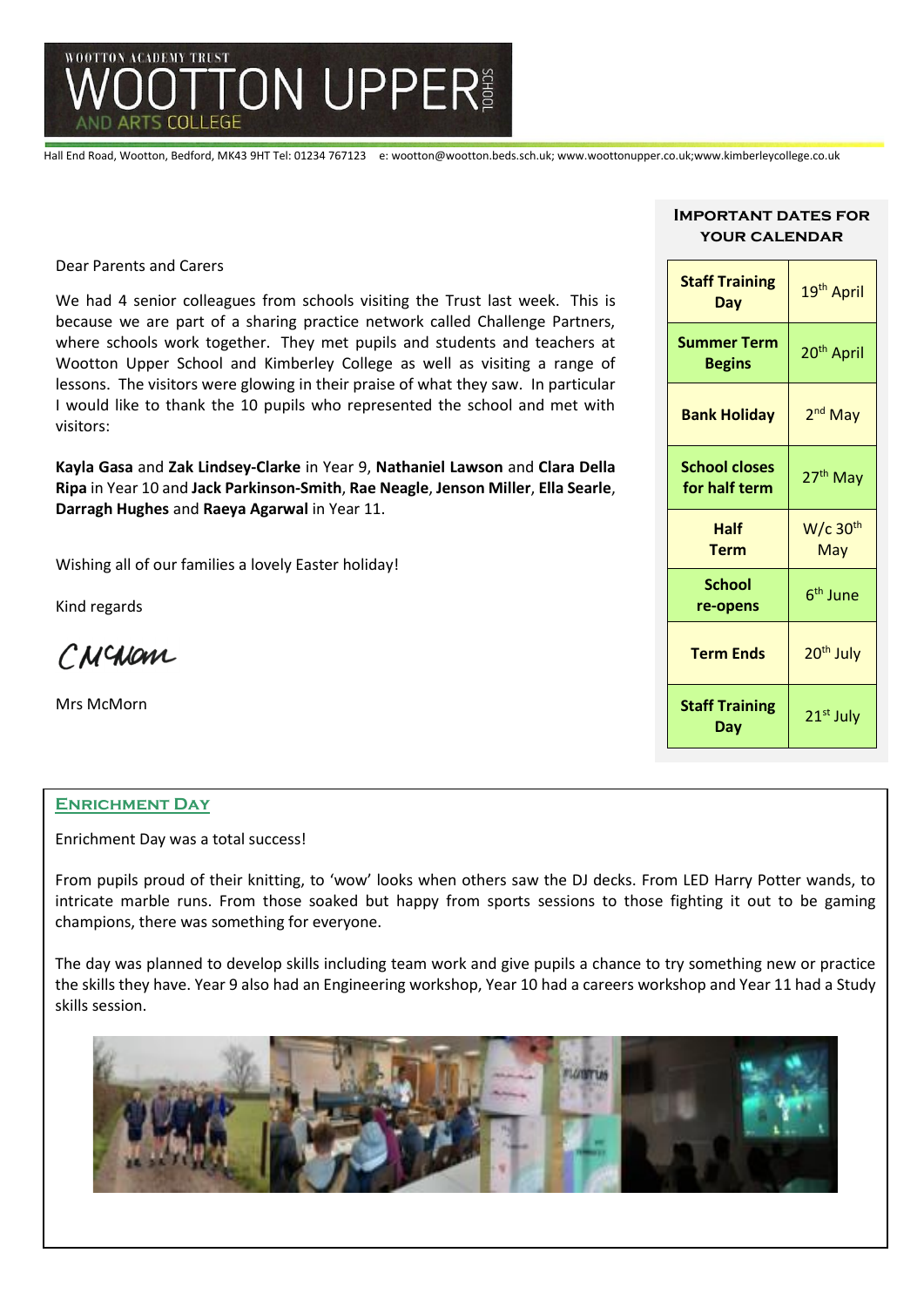# WOOTTON ACADEMY TRUST
# WOOTTON UPPER SCHOOL AND ARTS COLLEGE

Hall End Road, Wootton, Bedford, MK43 9HT Tel: 01234 767123 e: wootton@wootton.beds.sch.uk; www.woottonupper.co.uk;www.kimberleycollege.co.uk

Dear Parents and Carers

We had 4 senior colleagues from schools visiting the Trust last week. This is because we are part of a sharing practice network called Challenge Partners, where schools work together. They met pupils and students and teachers at Wootton Upper School and Kimberley College as well as visiting a range of lessons. The visitors were glowing in their praise of what they saw. In particular I would like to thank the 10 pupils who represented the school and met with visitors:

**Kayla Gasa** and **Zak Lindsey-Clarke** in Year 9, **Nathaniel Lawson** and **Clara Della Ripa** in Year 10 and **Jack Parkinson-Smith**, **Rae Neagle**, **Jenson Miller**, **Ella Searle**, **Darragh Hughes** and **Raeya Agarwal** in Year 11.

Wishing all of our families a lovely Easter holiday!

Kind regards

CMcMorn

Mrs McMorn

## Important Dates for Your Calendar

| Event | Date |
|---|---|
| **Staff Training Day** | 19th April |
| **Summer Term Begins** | 20th April |
| **Bank Holiday** | 2nd May |
| **School closes for half term** | 27th May |
| **Half Term** | W/c 30th May |
| **School re-opens** | 6th June |
| **Term Ends** | 20th July |
| **Staff Training Day** | 21st July |

## Enrichment Day

Enrichment Day was a total success!

From pupils proud of their knitting, to 'wow' looks when others saw the DJ decks. From LED Harry Potter wands, to intricate marble runs. From those soaked but happy from sports sessions to those fighting it out to be gaming champions, there was something for everyone.

The day was planned to develop skills including team work and give pupils a chance to try something new or practice the skills they have. Year 9 also had an Engineering workshop, Year 10 had a careers workshop and Year 11 had a Study skills session.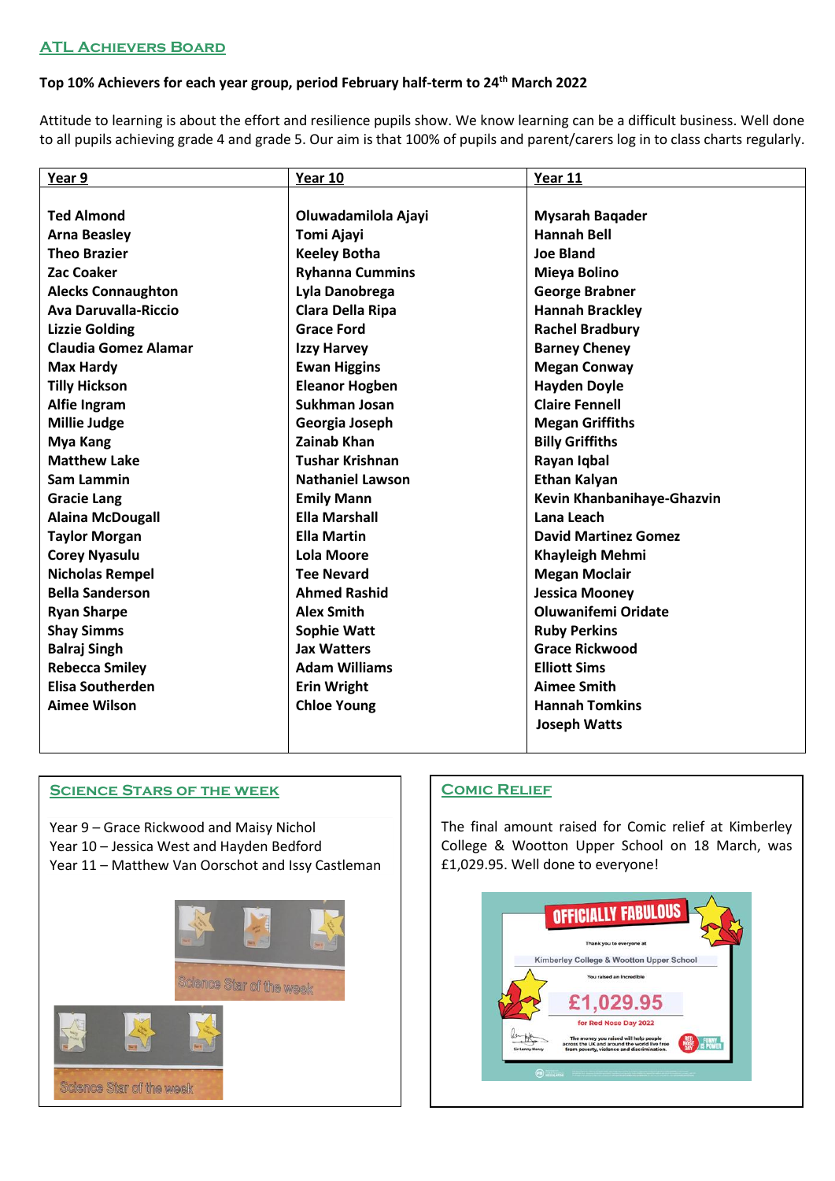## ATL Achievers Board

**Top 10% Achievers for each year group, period February half-term to 24th March 2022**

Attitude to learning is about the effort and resilience pupils show. We know learning can be a difficult business. Well done to all pupils achieving grade 4 and grade 5. Our aim is that 100% of pupils and parent/carers log in to class charts regularly.

| Year 9 | Year 10 | Year 11 |
|---|---|---|
| **Ted Almond** | **Oluwadamilola Ajayi** | **Mysarah Baqader** |
| **Arna Beasley** | **Tomi Ajayi** | **Hannah Bell** |
| **Theo Brazier** | **Keeley Botha** | **Joe Bland** |
| **Zac Coaker** | **Ryhanna Cummins** | **Mieya Bolino** |
| **Alecks Conaughton** | **Lyla Danobrega** | **George Brabner** |
| **Ava Daruvalla-Riccio** | **Clara Della Ripa** | **Hannah Brackley** |
| **Lizzie Golding** | **Grace Ford** | **Rachel Bradbury** |
| **Claudia Gomez Alamar** | **Izzy Harvey** | **Barney Cheney** |
| **Max Hardy** | **Ewan Higgins** | **Megan Conway** |
| **Tilly Hickson** | **Eleanor Hogben** | **Hayden Doyle** |
| **Alfie Ingram** | **Sukhman Josan** | **Claire Fennell** |
| **Millie Judge** | **Georgia Joseph** | **Megan Griffiths** |
| **Mya Kang** | **Zainab Khan** | **Billy Griffiths** |
| **Matthew Lake** | **Tushar Krishnan** | **Rayan Iqbal** |
| **Sam Lammin** | **Nathaniel Lawson** | **Ethan Kalyan** |
| **Gracie Lang** | **Emily Mann** | **Kevin Khanbanihaye-Ghazvin** |
| **Alaina McDougall** | **Ella Marshall** | **Lana Leach** |
| **Taylor Morgan** | **Ella Martin** | **David Martinez Gomez** |
| **Corey Nyasulu** | **Lola Moore** | **Khayleigh Mehmi** |
| **Nicholas Rempel** | **Tee Nevard** | **Megan Moclair** |
| **Bella Sanderson** | **Ahmed Rashid** | **Jessica Mooney** |
| **Ryan Sharpe** | **Alex Smith** | **Oluwanifemi Oridate** |
| **Shay Simms** | **Sophie Watt** | **Ruby Perkins** |
| **Balraj Singh** | **Jax Watters** | **Grace Rickwood** |
| **Rebecca Smiley** | **Adam Williams** | **Elliott Sims** |
| **Elisa Southerden** | **Erin Wright** | **Aimee Smith** |
| **Aimee Wilson** | **Chloe Young** | **Hannah Tomkins** |
| | | **Joseph Watts** |

## Science Stars of the Week

Year 9 – Grace Rickwood and Maisy Nichol
Year 10 – Jessica West and Hayden Bedford
Year 11 – Matthew Van Oorschot and Issy Castleman

## Comic Relief

The final amount raised for Comic relief at Kimberley College & Wootton Upper School on 18 March, was £1,029.95. Well done to everyone!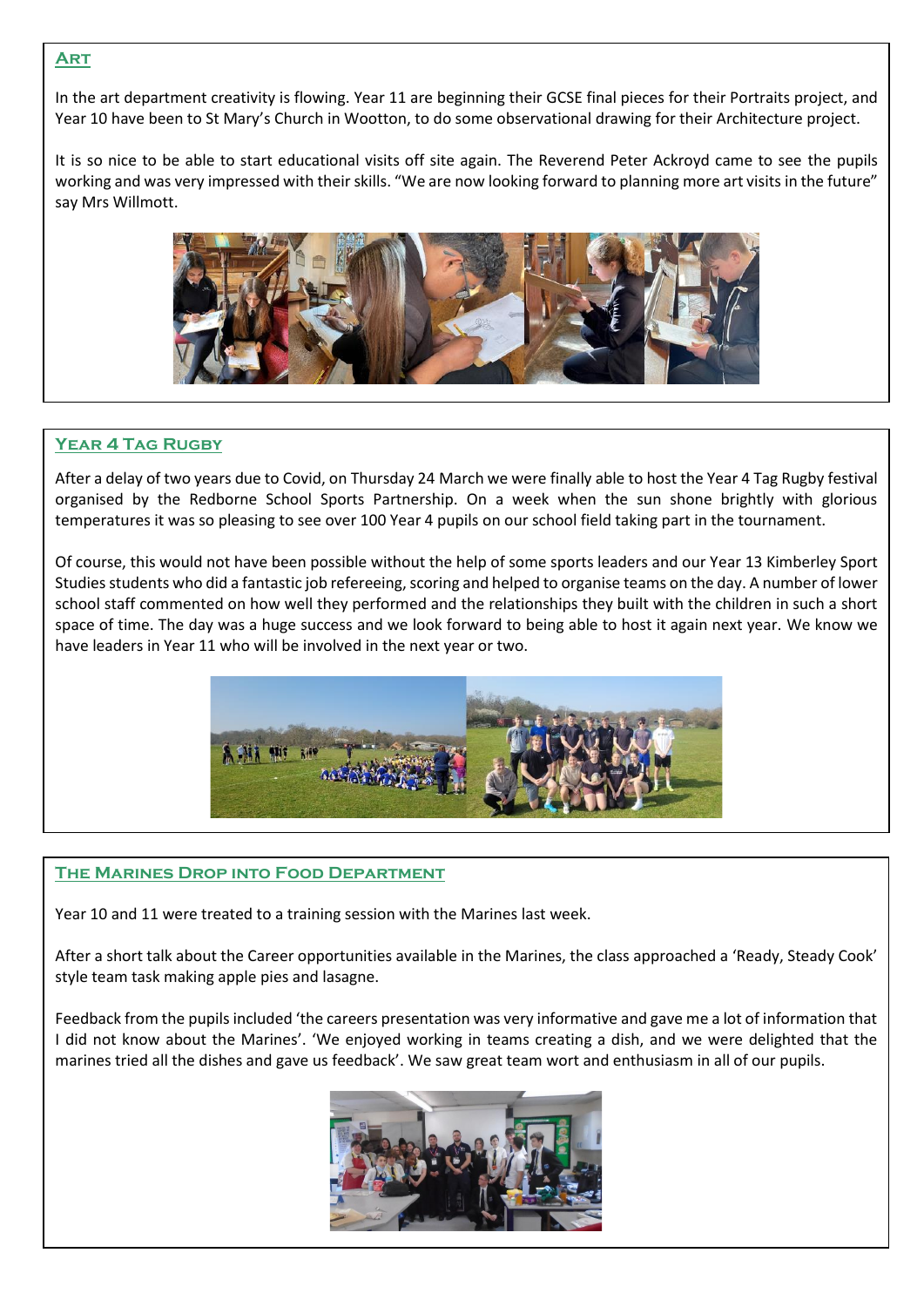## Art

In the art department creativity is flowing. Year 11 are beginning their GCSE final pieces for their Portraits project, and Year 10 have been to St Mary's Church in Wootton, to do some observational drawing for their Architecture project.

It is so nice to be able to start educational visits off site again. The Reverend Peter Ackroyd came to see the pupils working and was very impressed with their skills. "We are now looking forward to planning more art visits in the future" say Mrs Willmott.

## Year 4 Tag Rugby

After a delay of two years due to Covid, on Thursday 24 March we were finally able to host the Year 4 Tag Rugby festival organised by the Redborne School Sports Partnership. On a week when the sun shone brightly with glorious temperatures it was so pleasing to see over 100 Year 4 pupils on our school field taking part in the tournament.

Of course, this would not have been possible without the help of some sports leaders and our Year 13 Kimberley Sport Studies students who did a fantastic job refereeing, scoring and helped to organise teams on the day. A number of lower school staff commented on how well they performed and the relationships they built with the children in such a short space of time. The day was a huge success and we look forward to being able to host it again next year. We know we have leaders in Year 11 who will be involved in the next year or two.

## The Marines Drop into Food Department

Year 10 and 11 were treated to a training session with the Marines last week.

After a short talk about the Career opportunities available in the Marines, the class approached a 'Ready, Steady Cook' style team task making apple pies and lasagne.

Feedback from the pupils included 'the careers presentation was very informative and gave me a lot of information that I did not know about the Marines'. 'We enjoyed working in teams creating a dish, and we were delighted that the marines tried all the dishes and gave us feedback'. We saw great team wort and enthusiasm in all of our pupils.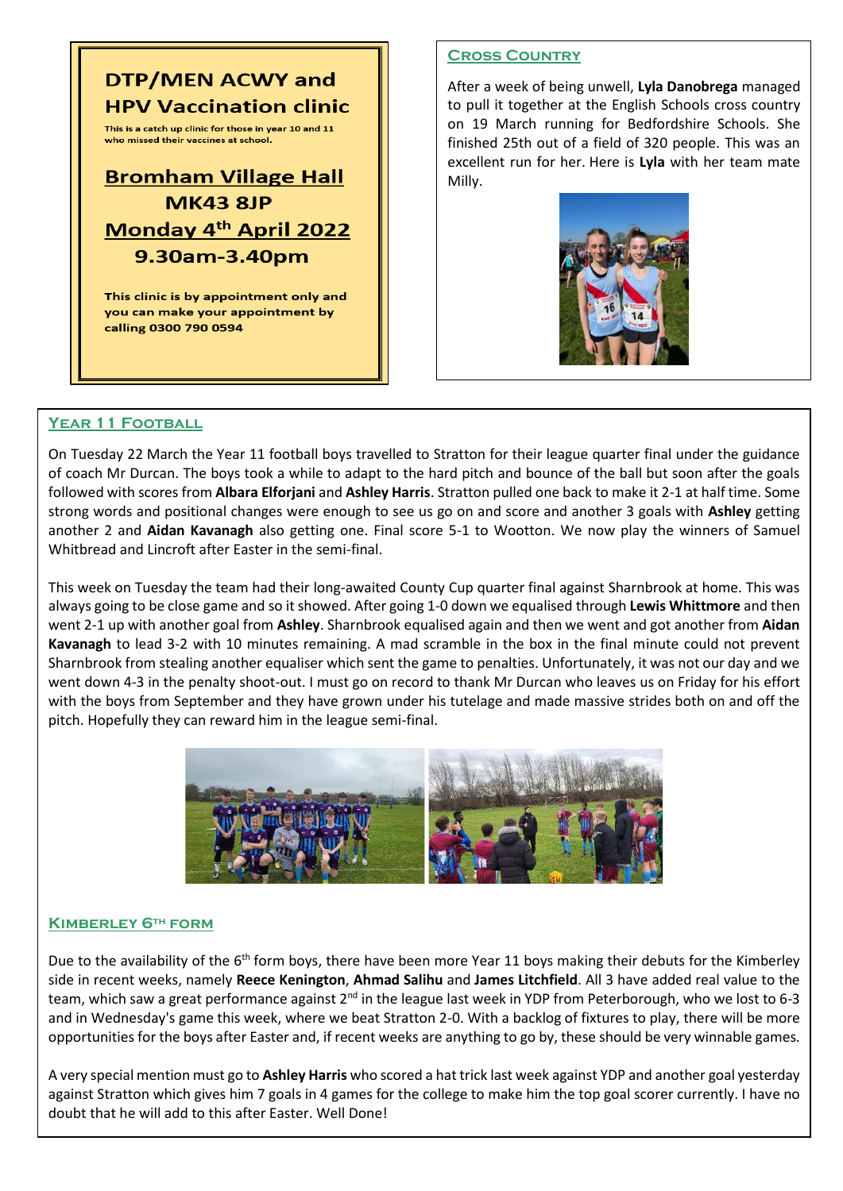## DTP/MEN ACWY and HPV Vaccination clinic

This is a catch up clinic for those in year 10 and 11 who missed their vaccines at school.

**Bromham Village Hall**
**MK43 8JP**
**Monday 4th April 2022**
**9.30am-3.40pm**

**This clinic is by appointment only and you can make your appointment by calling 0300 790 0594**

## Cross Country

After a week of being unwell, **Lyla Danobrega** managed to pull it together at the English Schools cross country on 19 March running for Bedfordshire Schools. She finished 25th out of a field of 320 people. This was an excellent run for her. Here is **Lyla** with her team mate Milly.

## Year 11 Football

On Tuesday 22 March the Year 11 football boys travelled to Stratton for their league quarter final under the guidance of coach Mr Durcan. The boys took a while to adapt to the hard pitch and bounce of the ball but soon after the goals followed with scores from **Albara Elforjani** and **Ashley Harris**. Stratton pulled one back to make it 2-1 at half time. Some strong words and positional changes were enough to see us go on and score and another 3 goals with **Ashley** getting another 2 and **Aidan Kavanagh** also getting one. Final score 5-1 to Wootton. We now play the winners of Samuel Whitbread and Lincroft after Easter in the semi-final.

This week on Tuesday the team had their long-awaited County Cup quarter final against Sharnbrook at home. This was always going to be close game and so it showed. After going 1-0 down we equalised through **Lewis Whittmore** and then went 2-1 up with another goal from **Ashley**. Sharnbrook equalised again and then we went and got another from **Aidan Kavanagh** to lead 3-2 with 10 minutes remaining. A mad scramble in the box in the final minute could not prevent Sharnbrook from stealing another equaliser which sent the game to penalties. Unfortunately, it was not our day and we went down 4-3 in the penalty shoot-out. I must go on record to thank Mr Durcan who leaves us on Friday for his effort with the boys from September and they have grown under his tutelage and made massive strides both on and off the pitch. Hopefully they can reward him in the league semi-final.

## Kimberley 6th form

Due to the availability of the 6th form boys, there have been more Year 11 boys making their debuts for the Kimberley side in recent weeks, namely **Reece Kenington**, **Ahmad Salihu** and **James Litchfield**. All 3 have added real value to the team, which saw a great performance against 2nd in the league last week in YDP from Peterborough, who we lost to 6-3 and in Wednesday's game this week, where we beat Stratton 2-0. With a backlog of fixtures to play, there will be more opportunities for the boys after Easter and, if recent weeks are anything to go by, these should be very winnable games.

A very special mention must go to **Ashley Harris** who scored a hat trick last week against YDP and another goal yesterday against Stratton which gives him 7 goals in 4 games for the college to make him the top goal scorer currently. I have no doubt that he will add to this after Easter. Well Done!